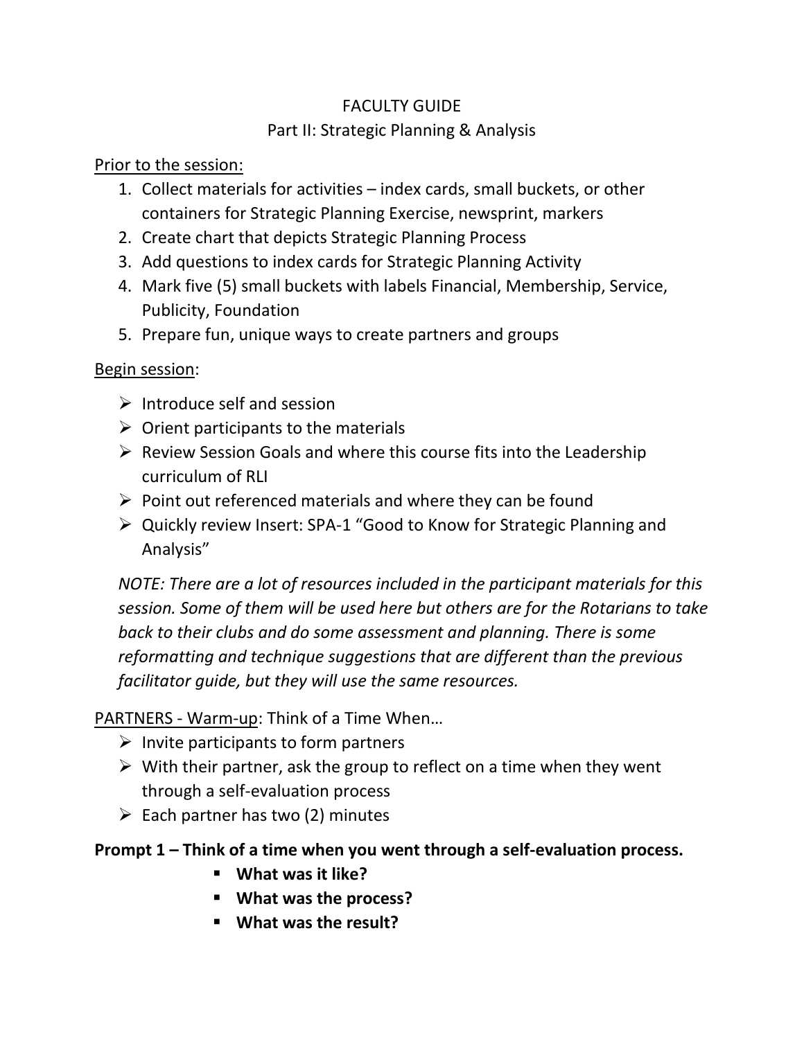# FACULTY GUIDE

## Part II: Strategic Planning & Analysis

Prior to the session:

1. Collect materials for activities – index cards, small buckets, or other containers for Strategic Planning Exercise, newsprint, markers
2. Create chart that depicts Strategic Planning Process
3. Add questions to index cards for Strategic Planning Activity
4. Mark five (5) small buckets with labels Financial, Membership, Service, Publicity, Foundation
5. Prepare fun, unique ways to create partners and groups

Begin session:

- Introduce self and session
- Orient participants to the materials
- Review Session Goals and where this course fits into the Leadership curriculum of RLI
- Point out referenced materials and where they can be found
- Quickly review Insert: SPA-1 "Good to Know for Strategic Planning and Analysis"

*NOTE: There are a lot of resources included in the participant materials for this session. Some of them will be used here but others are for the Rotarians to take back to their clubs and do some assessment and planning. There is some reformatting and technique suggestions that are different than the previous facilitator guide, but they will use the same resources.*

PARTNERS - Warm-up: Think of a Time When…

- Invite participants to form partners
- With their partner, ask the group to reflect on a time when they went through a self-evaluation process
- Each partner has two (2) minutes

**Prompt 1 – Think of a time when you went through a self-evaluation process.**

- **What was it like?**
- **What was the process?**
- **What was the result?**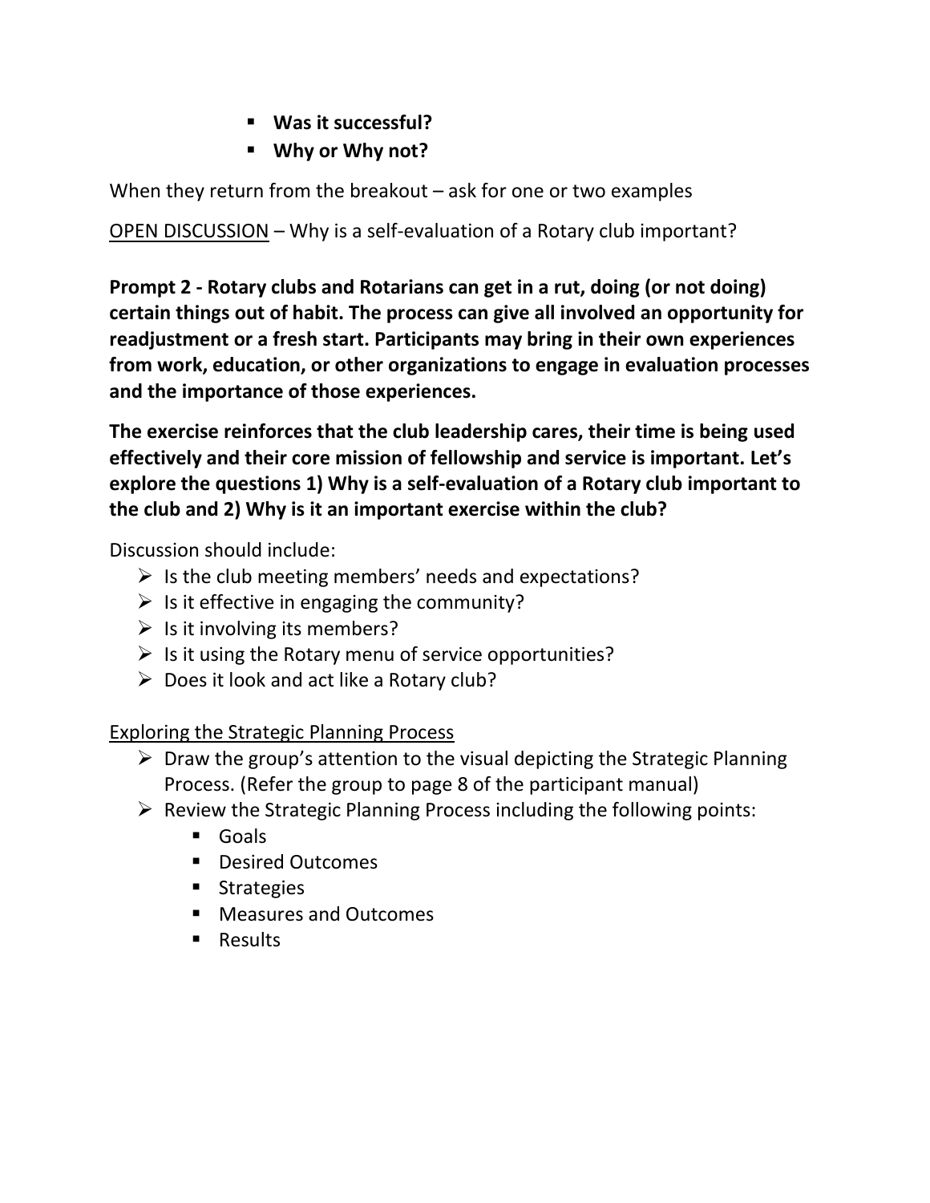- **Was it successful?**
- **Why or Why not?**

When they return from the breakout – ask for one or two examples

<u>OPEN DISCUSSION</u> – Why is a self-evaluation of a Rotary club important?

**Prompt 2 - Rotary clubs and Rotarians can get in a rut, doing (or not doing) certain things out of habit. The process can give all involved an opportunity for readjustment or a fresh start. Participants may bring in their own experiences from work, education, or other organizations to engage in evaluation processes and the importance of those experiences.**

**The exercise reinforces that the club leadership cares, their time is being used effectively and their core mission of fellowship and service is important. Let's explore the questions 1) Why is a self-evaluation of a Rotary club important to the club and 2) Why is it an important exercise within the club?**

Discussion should include:

- Is the club meeting members' needs and expectations?
- Is it effective in engaging the community?
- Is it involving its members?
- Is it using the Rotary menu of service opportunities?
- Does it look and act like a Rotary club?

<u>Exploring the Strategic Planning Process</u>

- Draw the group's attention to the visual depicting the Strategic Planning Process. (Refer the group to page 8 of the participant manual)
- Review the Strategic Planning Process including the following points:
  - Goals
  - Desired Outcomes
  - Strategies
  - Measures and Outcomes
  - Results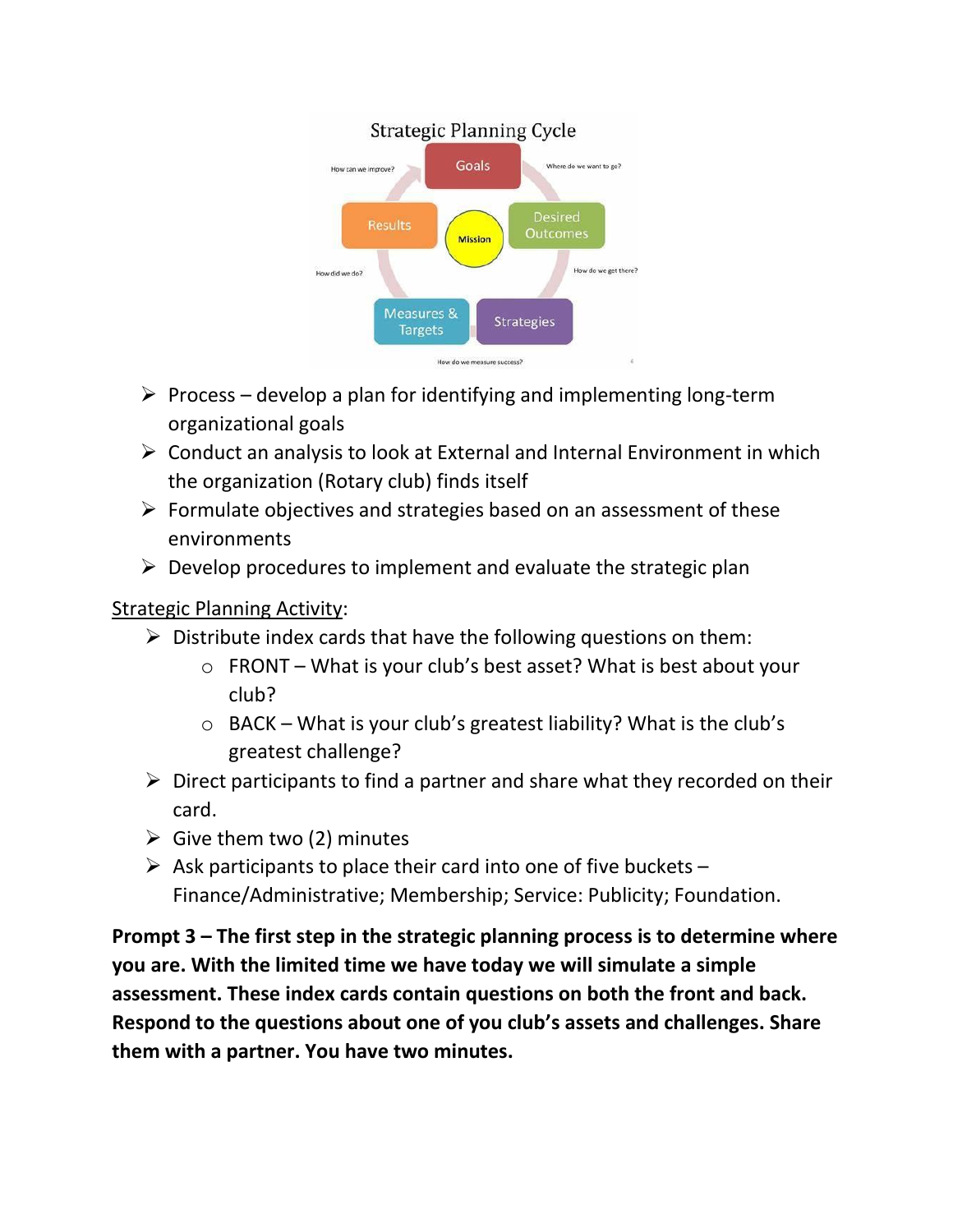Strategic Planning Cycle

Goals – Where do we want to go?
Desired Outcomes – How do we get there?
Strategies
Measures & Targets – How do we measure success?
Results – How did we do?
How can we improve?
Mission

- Process – develop a plan for identifying and implementing long-term organizational goals
- Conduct an analysis to look at External and Internal Environment in which the organization (Rotary club) finds itself
- Formulate objectives and strategies based on an assessment of these environments
- Develop procedures to implement and evaluate the strategic plan

<u>Strategic Planning Activity</u>:

- Distribute index cards that have the following questions on them:
  - FRONT – What is your club's best asset? What is best about your club?
  - BACK – What is your club's greatest liability? What is the club's greatest challenge?
- Direct participants to find a partner and share what they recorded on their card.
- Give them two (2) minutes
- Ask participants to place their card into one of five buckets – Finance/Administrative; Membership; Service: Publicity; Foundation.

**Prompt 3 – The first step in the strategic planning process is to determine where you are. With the limited time we have today we will simulate a simple assessment. These index cards contain questions on both the front and back. Respond to the questions about one of you club's assets and challenges. Share them with a partner. You have two minutes.**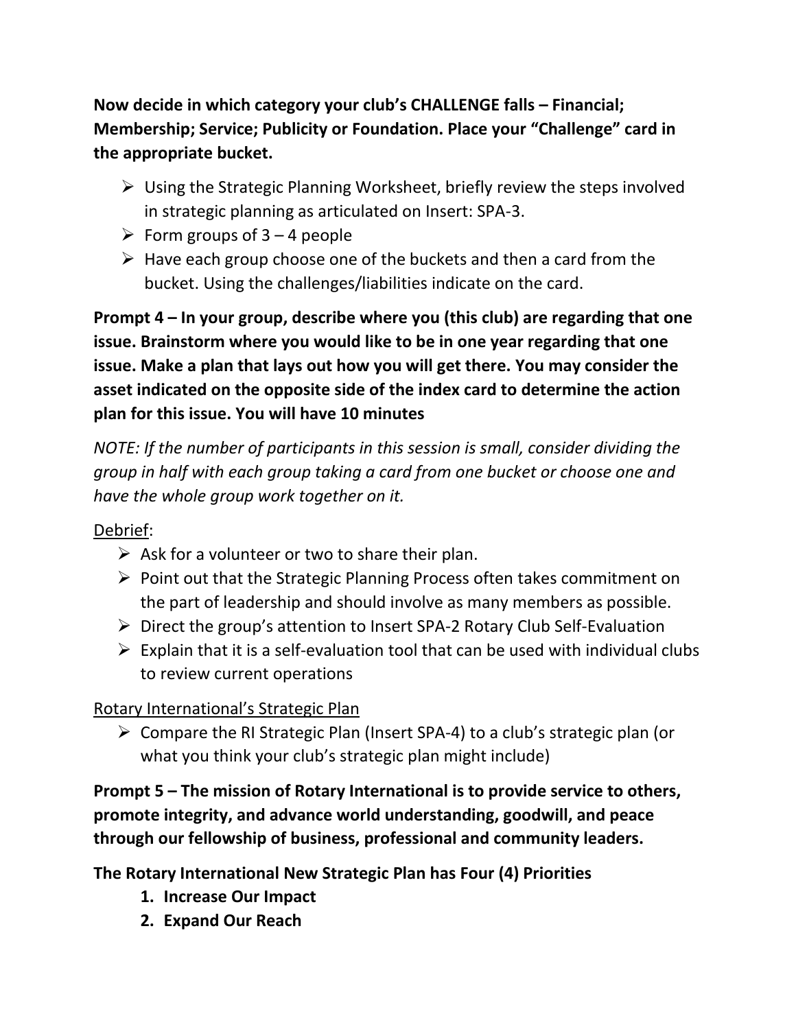**Now decide in which category your club's CHALLENGE falls – Financial; Membership; Service; Publicity or Foundation. Place your "Challenge" card in the appropriate bucket.**

- Using the Strategic Planning Worksheet, briefly review the steps involved in strategic planning as articulated on Insert: SPA-3.
- Form groups of 3 – 4 people
- Have each group choose one of the buckets and then a card from the bucket. Using the challenges/liabilities indicate on the card.

**Prompt 4 – In your group, describe where you (this club) are regarding that one issue. Brainstorm where you would like to be in one year regarding that one issue. Make a plan that lays out how you will get there. You may consider the asset indicated on the opposite side of the index card to determine the action plan for this issue. You will have 10 minutes**

*NOTE: If the number of participants in this session is small, consider dividing the group in half with each group taking a card from one bucket or choose one and have the whole group work together on it.*

Debrief:

- Ask for a volunteer or two to share their plan.
- Point out that the Strategic Planning Process often takes commitment on the part of leadership and should involve as many members as possible.
- Direct the group's attention to Insert SPA-2 Rotary Club Self-Evaluation
- Explain that it is a self-evaluation tool that can be used with individual clubs to review current operations

Rotary International's Strategic Plan

- Compare the RI Strategic Plan (Insert SPA-4) to a club's strategic plan (or what you think your club's strategic plan might include)

**Prompt 5 – The mission of Rotary International is to provide service to others, promote integrity, and advance world understanding, goodwill, and peace through our fellowship of business, professional and community leaders.**

**The Rotary International New Strategic Plan has Four (4) Priorities**

1. **Increase Our Impact**
2. **Expand Our Reach**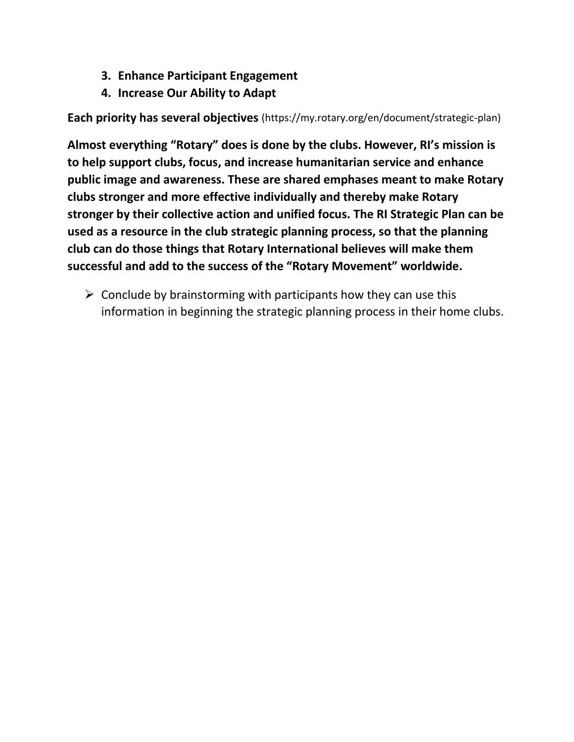3. **Enhance Participant Engagement**
4. **Increase Our Ability to Adapt**

**Each priority has several objectives** (https://my.rotary.org/en/document/strategic-plan)

**Almost everything "Rotary" does is done by the clubs. However, RI's mission is to help support clubs, focus, and increase humanitarian service and enhance public image and awareness. These are shared emphases meant to make Rotary clubs stronger and more effective individually and thereby make Rotary stronger by their collective action and unified focus. The RI Strategic Plan can be used as a resource in the club strategic planning process, so that the planning club can do those things that Rotary International believes will make them successful and add to the success of the "Rotary Movement" worldwide.**

- Conclude by brainstorming with participants how they can use this information in beginning the strategic planning process in their home clubs.